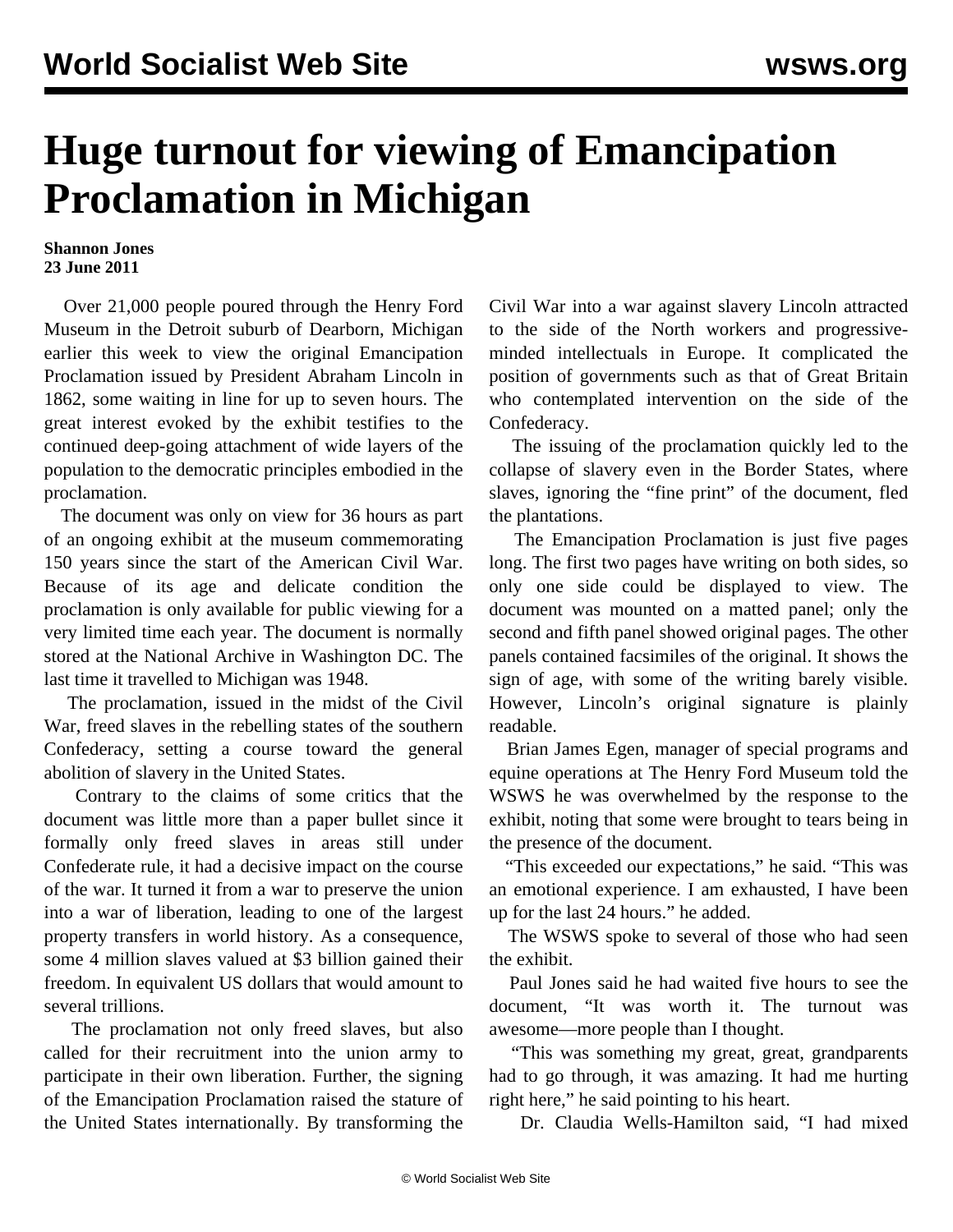# Huge turnout for viewing of Emancipation Proclamation in Michigan

**Shannon Jones**
**23 June 2011**

Over 21,000 people poured through the Henry Ford Museum in the Detroit suburb of Dearborn, Michigan earlier this week to view the original Emancipation Proclamation issued by President Abraham Lincoln in 1862, some waiting in line for up to seven hours. The great interest evoked by the exhibit testifies to the continued deep-going attachment of wide layers of the population to the democratic principles embodied in the proclamation.

The document was only on view for 36 hours as part of an ongoing exhibit at the museum commemorating 150 years since the start of the American Civil War. Because of its age and delicate condition the proclamation is only available for public viewing for a very limited time each year. The document is normally stored at the National Archive in Washington DC. The last time it travelled to Michigan was 1948.

The proclamation, issued in the midst of the Civil War, freed slaves in the rebelling states of the southern Confederacy, setting a course toward the general abolition of slavery in the United States.

Contrary to the claims of some critics that the document was little more than a paper bullet since it formally only freed slaves in areas still under Confederate rule, it had a decisive impact on the course of the war. It turned it from a war to preserve the union into a war of liberation, leading to one of the largest property transfers in world history. As a consequence, some 4 million slaves valued at $3 billion gained their freedom. In equivalent US dollars that would amount to several trillions.

The proclamation not only freed slaves, but also called for their recruitment into the union army to participate in their own liberation. Further, the signing of the Emancipation Proclamation raised the stature of the United States internationally. By transforming the Civil War into a war against slavery Lincoln attracted to the side of the North workers and progressive-minded intellectuals in Europe. It complicated the position of governments such as that of Great Britain who contemplated intervention on the side of the Confederacy.

The issuing of the proclamation quickly led to the collapse of slavery even in the Border States, where slaves, ignoring the "fine print" of the document, fled the plantations.

The Emancipation Proclamation is just five pages long. The first two pages have writing on both sides, so only one side could be displayed to view. The document was mounted on a matted panel; only the second and fifth panel showed original pages. The other panels contained facsimiles of the original. It shows the sign of age, with some of the writing barely visible. However, Lincoln's original signature is plainly readable.

Brian James Egen, manager of special programs and equine operations at The Henry Ford Museum told the WSWS he was overwhelmed by the response to the exhibit, noting that some were brought to tears being in the presence of the document.

"This exceeded our expectations," he said. "This was an emotional experience. I am exhausted, I have been up for the last 24 hours." he added.

The WSWS spoke to several of those who had seen the exhibit.

Paul Jones said he had waited five hours to see the document, "It was worth it. The turnout was awesome—more people than I thought.

"This was something my great, great, grandparents had to go through, it was amazing. It had me hurting right here," he said pointing to his heart.

Dr. Claudia Wells-Hamilton said, "I had mixed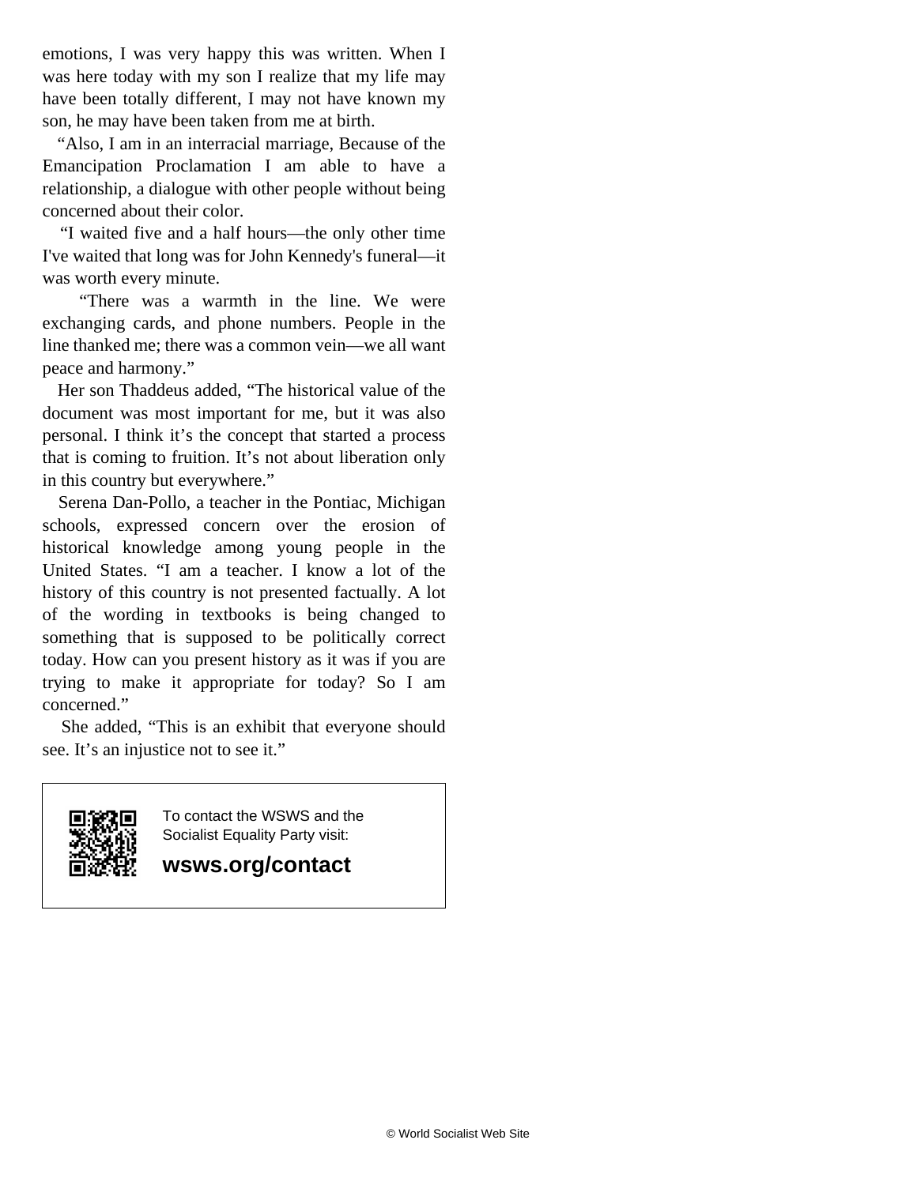emotions, I was very happy this was written. When I was here today with my son I realize that my life may have been totally different, I may not have known my son, he may have been taken from me at birth.

"Also, I am in an interracial marriage, Because of the Emancipation Proclamation I am able to have a relationship, a dialogue with other people without being concerned about their color.

"I waited five and a half hours—the only other time I've waited that long was for John Kennedy's funeral—it was worth every minute.

"There was a warmth in the line. We were exchanging cards, and phone numbers. People in the line thanked me; there was a common vein—we all want peace and harmony."

Her son Thaddeus added, "The historical value of the document was most important for me, but it was also personal. I think it's the concept that started a process that is coming to fruition. It's not about liberation only in this country but everywhere."

Serena Dan-Pollo, a teacher in the Pontiac, Michigan schools, expressed concern over the erosion of historical knowledge among young people in the United States. "I am a teacher. I know a lot of the history of this country is not presented factually. A lot of the wording in textbooks is being changed to something that is supposed to be politically correct today. How can you present history as it was if you are trying to make it appropriate for today? So I am concerned."

She added, "This is an exhibit that everyone should see. It's an injustice not to see it."

To contact the WSWS and the Socialist Equality Party visit:

**wsws.org/contact**